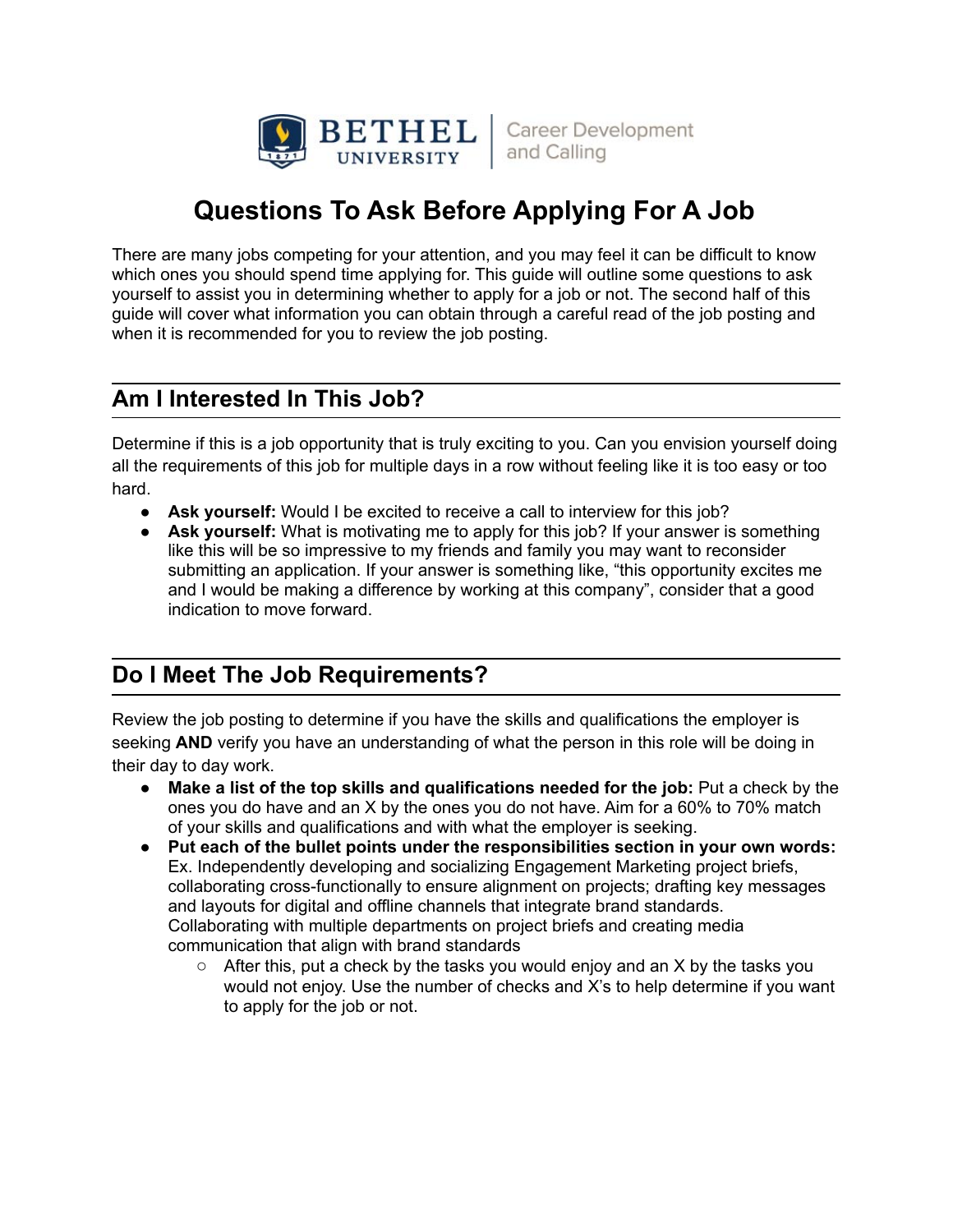Bethel University | Career Development and Calling

# Questions To Ask Before Applying For A Job

There are many jobs competing for your attention, and you may feel it can be difficult to know which ones you should spend time applying for. This guide will outline some questions to ask yourself to assist you in determining whether to apply for a job or not. The second half of this guide will cover what information you can obtain through a careful read of the job posting and when it is recommended for you to review the job posting.

## Am I Interested In This Job?

Determine if this is a job opportunity that is truly exciting to you. Can you envision yourself doing all the requirements of this job for multiple days in a row without feeling like it is too easy or too hard.

- **Ask yourself:** Would I be excited to receive a call to interview for this job?
- **Ask yourself:** What is motivating me to apply for this job? If your answer is something like this will be so impressive to my friends and family you may want to reconsider submitting an application. If your answer is something like, "this opportunity excites me and I would be making a difference by working at this company", consider that a good indication to move forward.

## Do I Meet The Job Requirements?

Review the job posting to determine if you have the skills and qualifications the employer is seeking **AND** verify you have an understanding of what the person in this role will be doing in their day to day work.

- **Make a list of the top skills and qualifications needed for the job:** Put a check by the ones you do have and an X by the ones you do not have. Aim for a 60% to 70% match of your skills and qualifications and with what the employer is seeking.
- **Put each of the bullet points under the responsibilities section in your own words:** Ex. Independently developing and socializing Engagement Marketing project briefs, collaborating cross-functionally to ensure alignment on projects; drafting key messages and layouts for digital and offline channels that integrate brand standards. Collaborating with multiple departments on project briefs and creating media communication that align with brand standards
    - After this, put a check by the tasks you would enjoy and an X by the tasks you would not enjoy. Use the number of checks and X's to help determine if you want to apply for the job or not.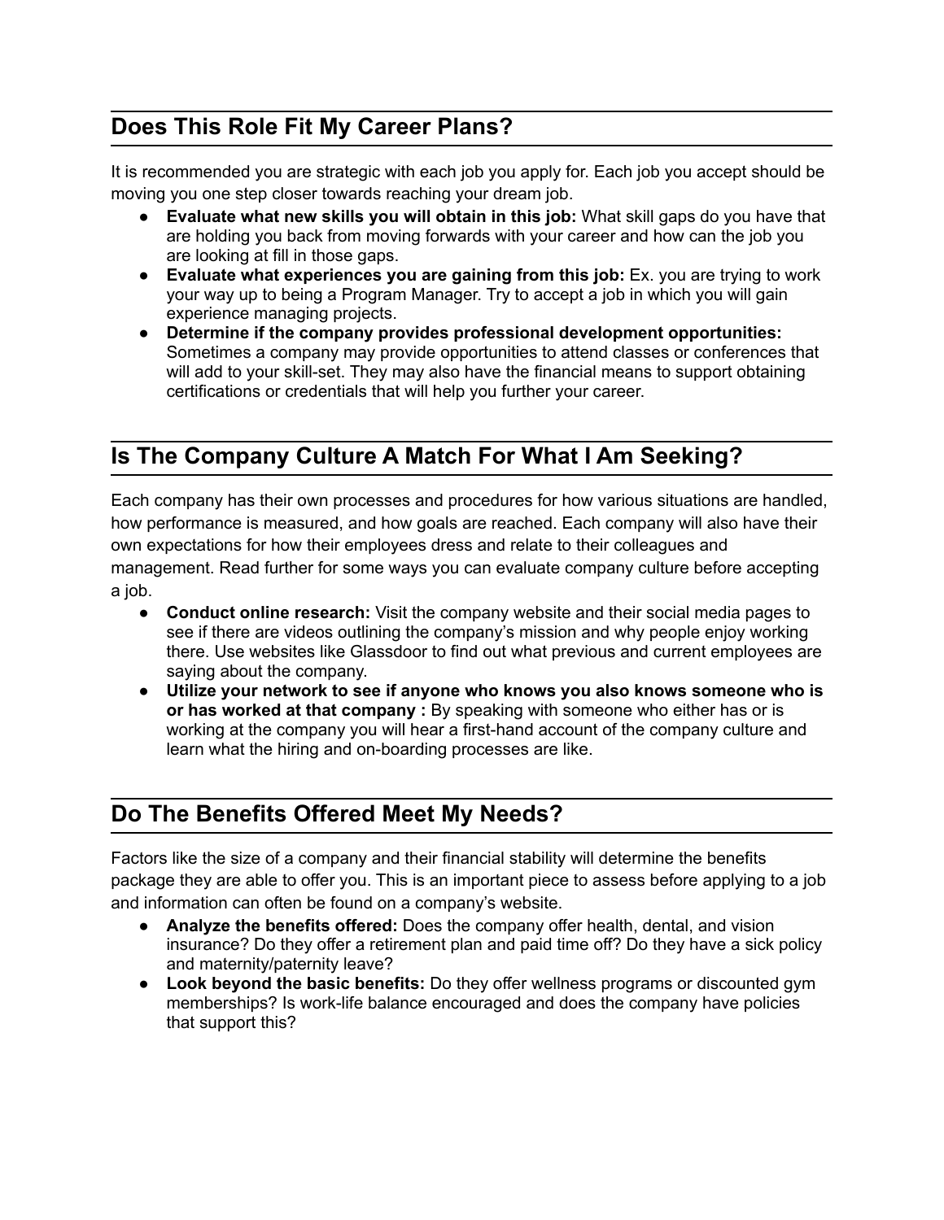## Does This Role Fit My Career Plans?

It is recommended you are strategic with each job you apply for. Each job you accept should be moving you one step closer towards reaching your dream job.

- **Evaluate what new skills you will obtain in this job:** What skill gaps do you have that are holding you back from moving forwards with your career and how can the job you are looking at fill in those gaps.
- **Evaluate what experiences you are gaining from this job:** Ex. you are trying to work your way up to being a Program Manager. Try to accept a job in which you will gain experience managing projects.
- **Determine if the company provides professional development opportunities:** Sometimes a company may provide opportunities to attend classes or conferences that will add to your skill-set. They may also have the financial means to support obtaining certifications or credentials that will help you further your career.

## Is The Company Culture A Match For What I Am Seeking?

Each company has their own processes and procedures for how various situations are handled, how performance is measured, and how goals are reached. Each company will also have their own expectations for how their employees dress and relate to their colleagues and management. Read further for some ways you can evaluate company culture before accepting a job.

- **Conduct online research:** Visit the company website and their social media pages to see if there are videos outlining the company's mission and why people enjoy working there. Use websites like Glassdoor to find out what previous and current employees are saying about the company.
- **Utilize your network to see if anyone who knows you also knows someone who is or has worked at that company :** By speaking with someone who either has or is working at the company you will hear a first-hand account of the company culture and learn what the hiring and on-boarding processes are like.

## Do The Benefits Offered Meet My Needs?

Factors like the size of a company and their financial stability will determine the benefits package they are able to offer you. This is an important piece to assess before applying to a job and information can often be found on a company's website.

- **Analyze the benefits offered:** Does the company offer health, dental, and vision insurance? Do they offer a retirement plan and paid time off? Do they have a sick policy and maternity/paternity leave?
- **Look beyond the basic benefits:** Do they offer wellness programs or discounted gym memberships? Is work-life balance encouraged and does the company have policies that support this?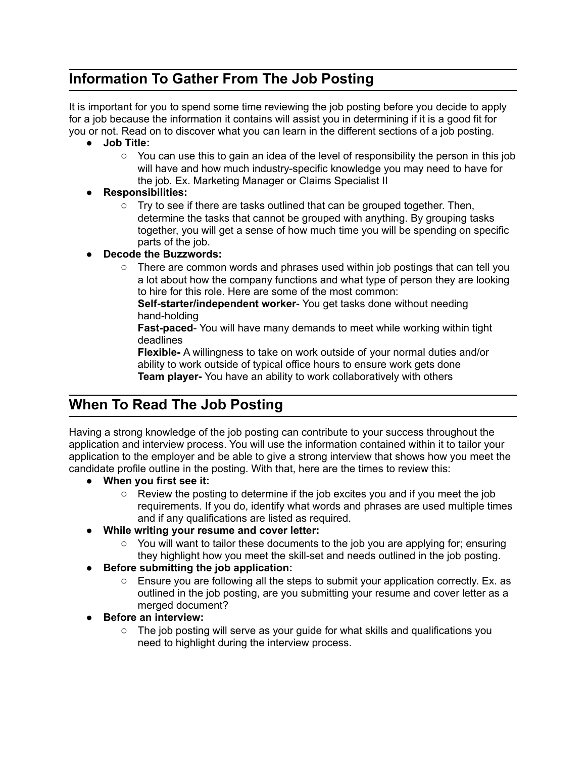## Information To Gather From The Job Posting

It is important for you to spend some time reviewing the job posting before you decide to apply for a job because the information it contains will assist you in determining if it is a good fit for you or not. Read on to discover what you can learn in the different sections of a job posting.

- **Job Title:**
  - You can use this to gain an idea of the level of responsibility the person in this job will have and how much industry-specific knowledge you may need to have for the job. Ex. Marketing Manager or Claims Specialist II
- **Responsibilities:**
  - Try to see if there are tasks outlined that can be grouped together. Then, determine the tasks that cannot be grouped with anything. By grouping tasks together, you will get a sense of how much time you will be spending on specific parts of the job.
- **Decode the Buzzwords:**
  - There are common words and phrases used within job postings that can tell you a lot about how the company functions and what type of person they are looking to hire for this role. Here are some of the most common:
    **Self-starter/independent worker**- You get tasks done without needing hand-holding
    **Fast-paced**- You will have many demands to meet while working within tight deadlines
    **Flexible-** A willingness to take on work outside of your normal duties and/or ability to work outside of typical office hours to ensure work gets done
    **Team player-** You have an ability to work collaboratively with others

## When To Read The Job Posting

Having a strong knowledge of the job posting can contribute to your success throughout the application and interview process. You will use the information contained within it to tailor your application to the employer and be able to give a strong interview that shows how you meet the candidate profile outline in the posting. With that, here are the times to review this:

- **When you first see it:**
  - Review the posting to determine if the job excites you and if you meet the job requirements. If you do, identify what words and phrases are used multiple times and if any qualifications are listed as required.
- **While writing your resume and cover letter:**
  - You will want to tailor these documents to the job you are applying for; ensuring they highlight how you meet the skill-set and needs outlined in the job posting.
- **Before submitting the job application:**
  - Ensure you are following all the steps to submit your application correctly. Ex. as outlined in the job posting, are you submitting your resume and cover letter as a merged document?
- **Before an interview:**
  - The job posting will serve as your guide for what skills and qualifications you need to highlight during the interview process.